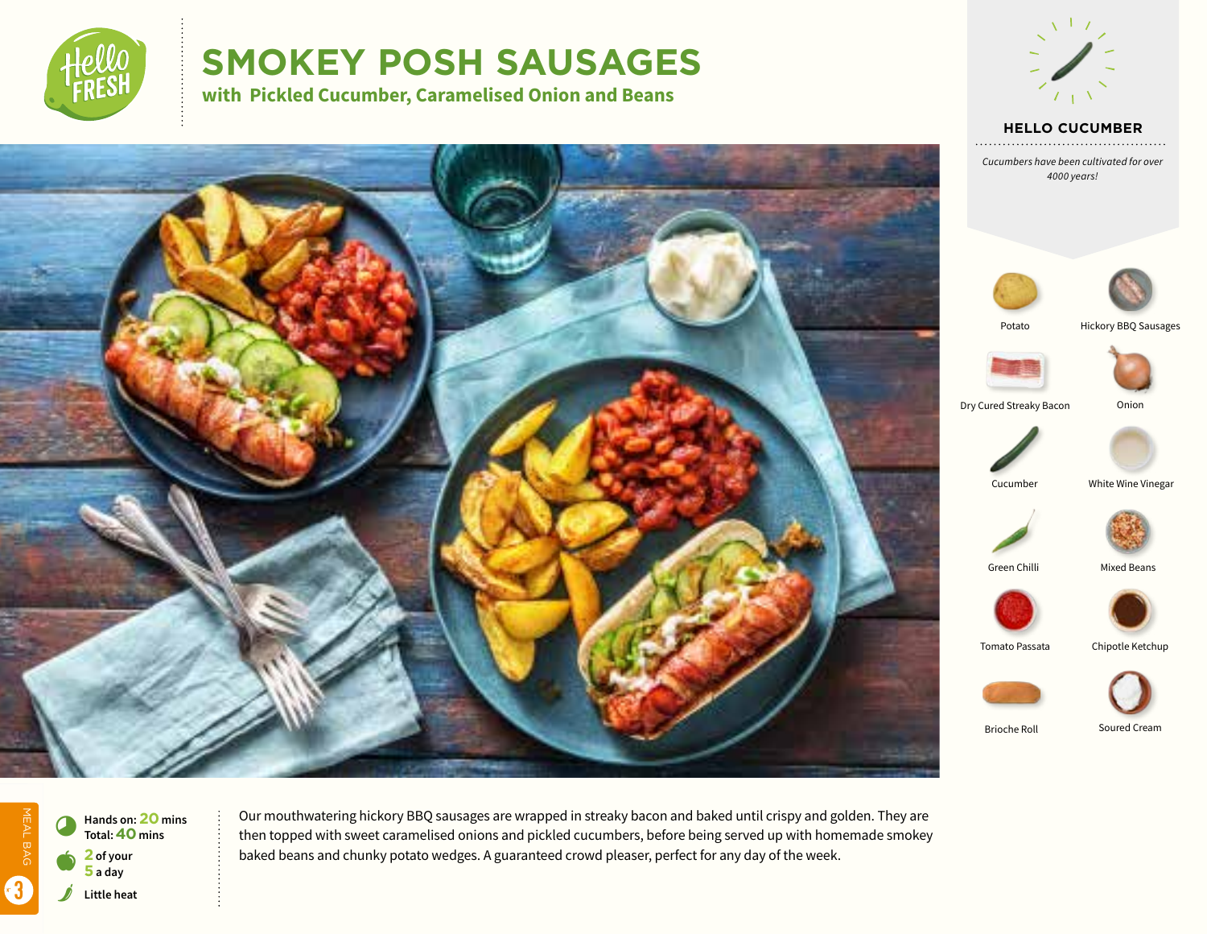# SMOKEY POSH SAUSAGES

## with Pickled Cucumber, Caramelised Onion and Beans

### HELLO CUCUMBER

*Cucumbers have been cultivated for over 4000 years!*

- Potato
- Hickory BBQ Sausages
- Dry Cured Streaky Bacon
- Onion
- Cucumber
- White Wine Vinegar
- Green Chilli
- Mixed Beans
- Tomato Passata
- Chipotle Ketchup
- Brioche Roll
- Soured Cream

MEAL BAG 3

**Hands on: 20 mins**
**Total: 40 mins**

**2 of your 5 a day**

**Little heat**

Our mouthwatering hickory BBQ sausages are wrapped in streaky bacon and baked until crispy and golden. They are then topped with sweet caramelised onions and pickled cucumbers, before being served up with homemade smokey baked beans and chunky potato wedges. A guaranteed crowd pleaser, perfect for any day of the week.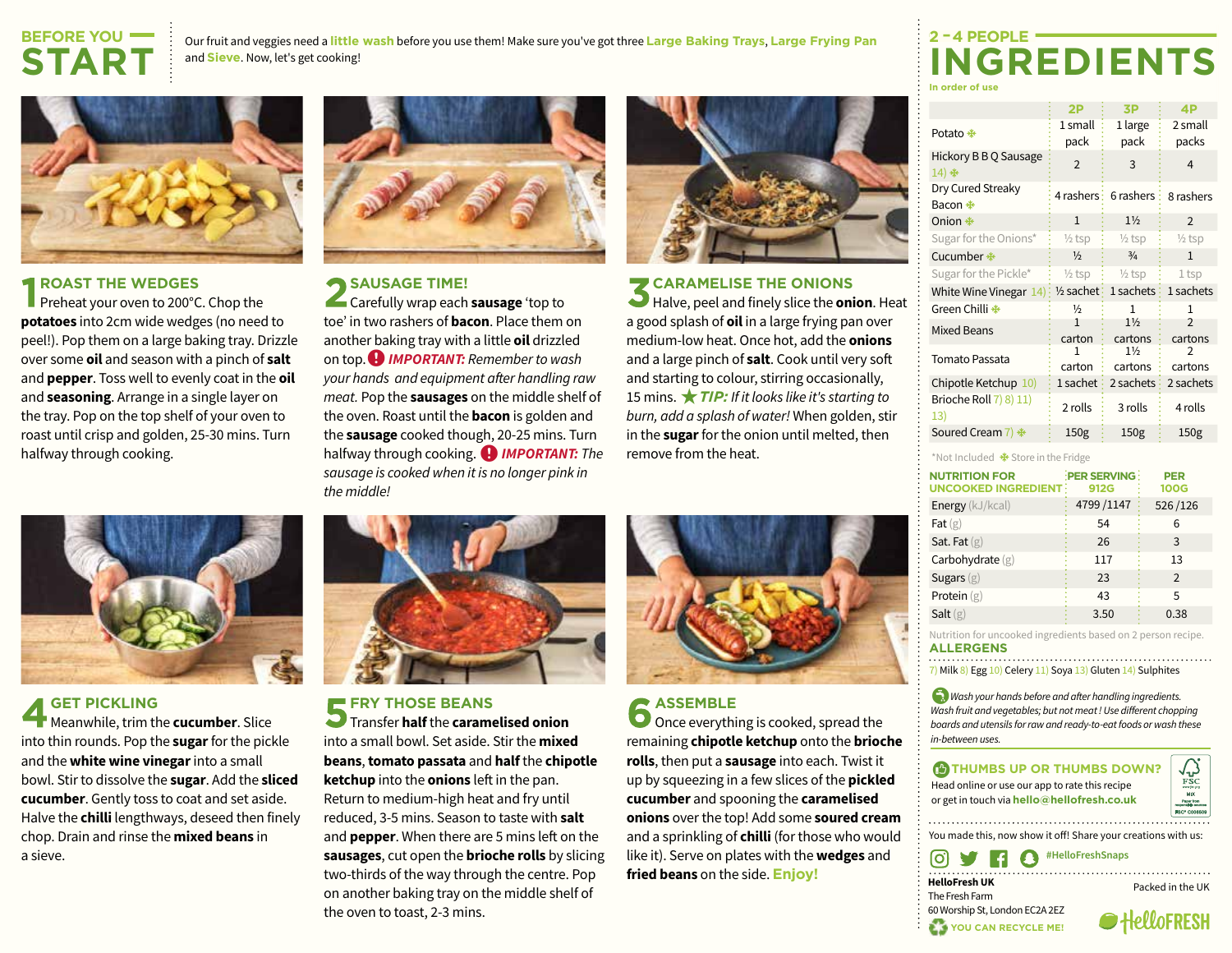# BEFORE YOU START

Our fruit and veggies need a **little wash** before you use them! Make sure you've got three **Large Baking Trays**, **Large Frying Pan** and **Sieve**. Now, let's get cooking!

## 1 ROAST THE WEDGES

Preheat your oven to 200°C. Chop the **potatoes** into 2cm wide wedges (no need to peel!). Pop them on a large baking tray. Drizzle over some **oil** and season with a pinch of **salt** and **pepper**. Toss well to evenly coat in the **oil** and **seasoning**. Arrange in a single layer on the tray. Pop on the top shelf of your oven to roast until crisp and golden, 25-30 mins. Turn halfway through cooking.

## 2 SAUSAGE TIME!

Carefully wrap each **sausage** 'top to toe' in two rashers of **bacon**. Place them on another baking tray with a little **oil** drizzled on top. ***IMPORTANT:*** *Remember to wash your hands and equipment after handling raw meat.* Pop the **sausages** on the middle shelf of the oven. Roast until the **bacon** is golden and the **sausage** cooked though, 20-25 mins. Turn halfway through cooking. ***IMPORTANT:*** *The sausage is cooked when it is no longer pink in the middle!*

## 3 CARAMELISE THE ONIONS

Halve, peel and finely slice the **onion**. Heat a good splash of **oil** in a large frying pan over medium-low heat. Once hot, add the **onions** and a large pinch of **salt**. Cook until very soft and starting to colour, stirring occasionally, 15 mins. ***TIP:*** *If it looks like it's starting to burn, add a splash of water!* When golden, stir in the **sugar** for the onion until melted, then remove from the heat.

## 4 GET PICKLING

Meanwhile, trim the **cucumber**. Slice into thin rounds. Pop the **sugar** for the pickle and the **white wine vinegar** into a small bowl. Stir to dissolve the **sugar**. Add the **sliced cucumber**. Gently toss to coat and set aside. Halve the **chilli** lengthways, deseed then finely chop. Drain and rinse the **mixed beans** in a sieve.

## 5 FRY THOSE BEANS

Transfer **half** the **caramelised onion** into a small bowl. Set aside. Stir the **mixed beans**, **tomato passata** and **half** the **chipotle ketchup** into the **onions** left in the pan. Return to medium-high heat and fry until reduced, 3-5 mins. Season to taste with **salt** and **pepper**. When there are 5 mins left on the **sausages**, cut open the **brioche rolls** by slicing two-thirds of the way through the centre. Pop on another baking tray on the middle shelf of the oven to toast, 2-3 mins.

## 6 ASSEMBLE

Once everything is cooked, spread the remaining **chipotle ketchup** onto the **brioche rolls**, then put a **sausage** into each. Twist it up by squeezing in a few slices of the **pickled cucumber** and spooning the **caramelised onions** over the top! Add some **soured cream** and a sprinkling of **chilli** (for those who would like it). Serve on plates with the **wedges** and **fried beans** on the side. **Enjoy!**

# 2 - 4 PEOPLE INGREDIENTS

In order of use

| | 2P | 3P | 4P |
|---|---|---|---|
| Potato ❉ | 1 small pack | 1 large pack | 2 small packs |
| Hickory B B Q Sausage 14) ❉ | 2 | 3 | 4 |
| Dry Cured Streaky Bacon ❉ | 4 rashers | 6 rashers | 8 rashers |
| Onion ❉ | 1 | 1½ | 2 |
| Sugar for the Onions* | ½ tsp | ½ tsp | ½ tsp |
| Cucumber ❉ | ½ | ¾ | 1 |
| Sugar for the Pickle* | ½ tsp | ½ tsp | 1 tsp |
| White Wine Vinegar 14) | ½ sachet | 1 sachets | 1 sachets |
| Green Chilli ❉ | ½ | 1 | 1 |
| Mixed Beans | 1 carton | 1½ cartons | 2 cartons |
| Tomato Passata | 1 carton | 1½ cartons | 2 cartons |
| Chipotle Ketchup 10) | 1 sachet | 2 sachets | 2 sachets |
| Brioche Roll 7) 8) 11) 13) | 2 rolls | 3 rolls | 4 rolls |
| Soured Cream 7) ❉ | 150g | 150g | 150g |

*Not Included ❉ Store in the Fridge

| NUTRITION FOR UNCOOKED INGREDIENT | PER SERVING 912G | PER 100G |
|---|---|---|
| Energy (kJ/kcal) | 4799 /1147 | 526 /126 |
| Fat (g) | 54 | 6 |
| Sat. Fat (g) | 26 | 3 |
| Carbohydrate (g) | 117 | 13 |
| Sugars (g) | 23 | 2 |
| Protein (g) | 43 | 5 |
| Salt (g) | 3.50 | 0.38 |

Nutrition for uncooked ingredients based on 2 person recipe.

## ALLERGENS

7) Milk 8) Egg 10) Celery 11) Soya 13) Gluten 14) Sulphites

*Wash your hands before and after handling ingredients. Wash fruit and vegetables; but not meat ! Use different chopping boards and utensils for raw and ready-to-eat foods or wash these in-between uses.*

## THUMBS UP OR THUMBS DOWN?

Head online or use our app to rate this recipe or get in touch via **hello@hellofresh.co.uk**

You made this, now show it off! Share your creations with us:

#HelloFreshSnaps

**HelloFresh UK**
The Fresh Farm
60 Worship St, London EC2A 2EZ

Packed in the UK

YOU CAN RECYCLE ME!